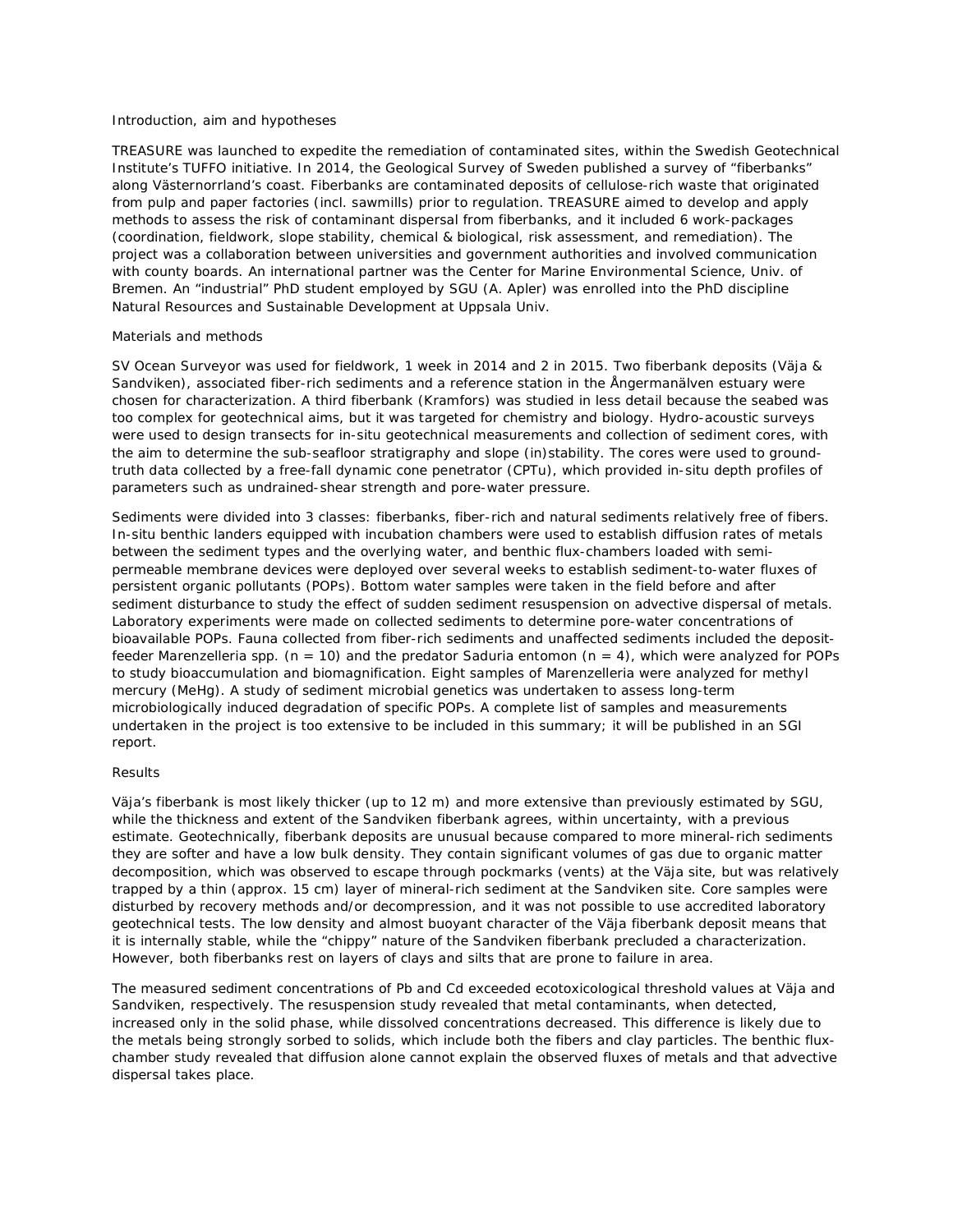## Introduction, aim and hypotheses

TREASURE was launched to expedite the remediation of contaminated sites, within the Swedish Geotechnical Institute's TUFFO initiative. In 2014, the Geological Survey of Sweden published a survey of "fiberbanks" along Västernorrland's coast. Fiberbanks are contaminated deposits of cellulose-rich waste that originated from pulp and paper factories (incl. sawmills) prior to regulation. TREASURE aimed to develop and apply methods to assess the risk of contaminant dispersal from fiberbanks, and it included 6 work-packages (coordination, fieldwork, slope stability, chemical & biological, risk assessment, and remediation). The project was a collaboration between universities and government authorities and involved communication with county boards. An international partner was the Center for Marine Environmental Science, Univ. of Bremen. An "industrial" PhD student employed by SGU (A. Apler) was enrolled into the PhD discipline Natural Resources and Sustainable Development at Uppsala Univ.

## Materials and methods

SV Ocean Surveyor was used for fieldwork, 1 week in 2014 and 2 in 2015. Two fiberbank deposits (Väja & Sandviken), associated fiber-rich sediments and a reference station in the Ångermanälven estuary were chosen for characterization. A third fiberbank (Kramfors) was studied in less detail because the seabed was too complex for geotechnical aims, but it was targeted for chemistry and biology. Hydro-acoustic surveys were used to design transects for in-situ geotechnical measurements and collection of sediment cores, with the aim to determine the sub-seafloor stratigraphy and slope (in)stability. The cores were used to ground-truth data collected by a free-fall dynamic cone penetrator (CPTu), which provided in-situ depth profiles of parameters such as undrained-shear strength and pore-water pressure.

Sediments were divided into 3 classes: fiberbanks, fiber-rich and natural sediments relatively free of fibers. In-situ benthic landers equipped with incubation chambers were used to establish diffusion rates of metals between the sediment types and the overlying water, and benthic flux-chambers loaded with semi-permeable membrane devices were deployed over several weeks to establish sediment-to-water fluxes of persistent organic pollutants (POPs). Bottom water samples were taken in the field before and after sediment disturbance to study the effect of sudden sediment resuspension on advective dispersal of metals. Laboratory experiments were made on collected sediments to determine pore-water concentrations of bioavailable POPs. Fauna collected from fiber-rich sediments and unaffected sediments included the deposit-feeder Marenzelleria spp. ($n = 10$) and the predator Saduria entomon ($n = 4$), which were analyzed for POPs to study bioaccumulation and biomagnification. Eight samples of Marenzelleria were analyzed for methyl mercury (MeHg). A study of sediment microbial genetics was undertaken to assess long-term microbiologically induced degradation of specific POPs. A complete list of samples and measurements undertaken in the project is too extensive to be included in this summary; it will be published in an SGI report.

## Results

Väja's fiberbank is most likely thicker (up to 12 m) and more extensive than previously estimated by SGU, while the thickness and extent of the Sandviken fiberbank agrees, within uncertainty, with a previous estimate. Geotechnically, fiberbank deposits are unusual because compared to more mineral-rich sediments they are softer and have a low bulk density. They contain significant volumes of gas due to organic matter decomposition, which was observed to escape through pockmarks (vents) at the Väja site, but was relatively trapped by a thin (approx. 15 cm) layer of mineral-rich sediment at the Sandviken site. Core samples were disturbed by recovery methods and/or decompression, and it was not possible to use accredited laboratory geotechnical tests. The low density and almost buoyant character of the Väja fiberbank deposit means that it is internally stable, while the "chippy" nature of the Sandviken fiberbank precluded a characterization. However, both fiberbanks rest on layers of clays and silts that are prone to failure in area.

The measured sediment concentrations of Pb and Cd exceeded ecotoxicological threshold values at Väja and Sandviken, respectively. The resuspension study revealed that metal contaminants, when detected, increased only in the solid phase, while dissolved concentrations decreased. This difference is likely due to the metals being strongly sorbed to solids, which include both the fibers and clay particles. The benthic flux-chamber study revealed that diffusion alone cannot explain the observed fluxes of metals and that advective dispersal takes place.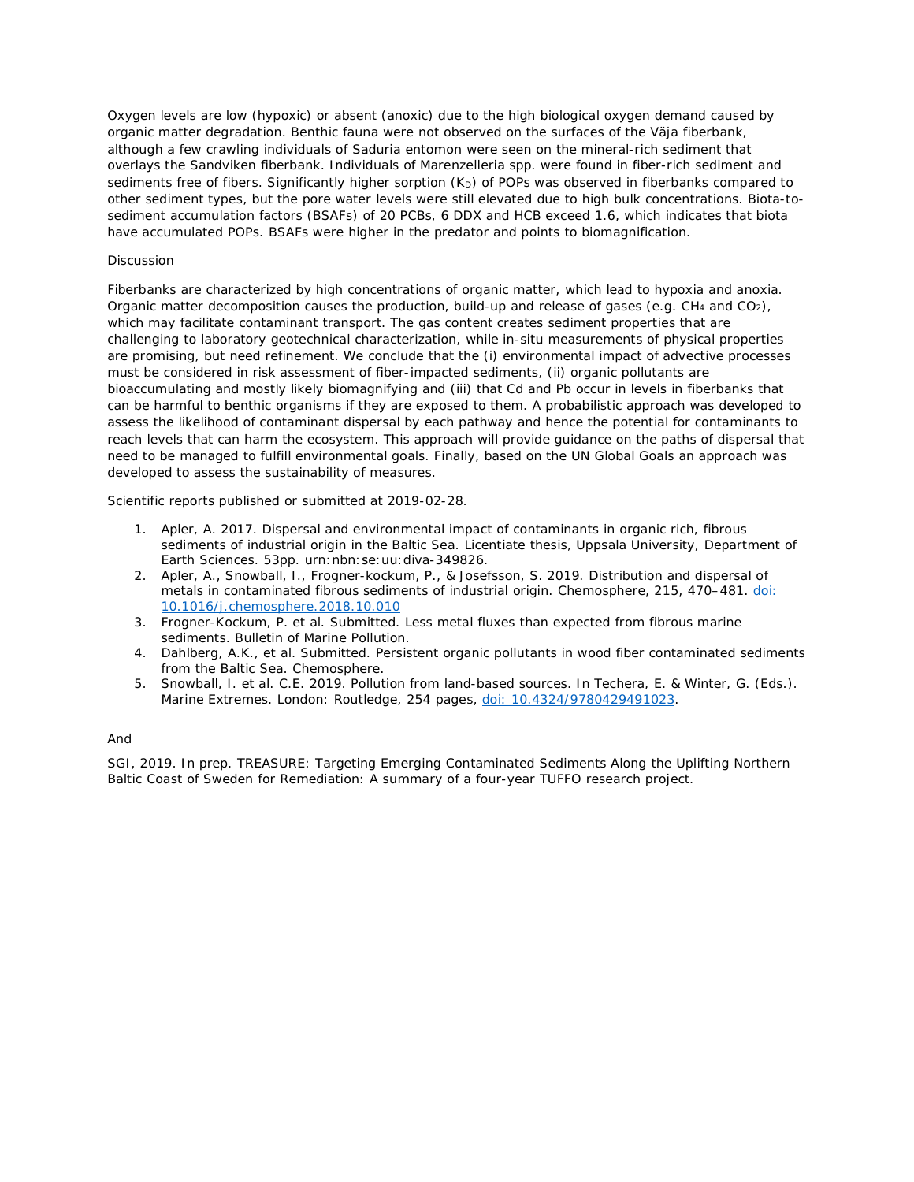Oxygen levels are low (hypoxic) or absent (anoxic) due to the high biological oxygen demand caused by organic matter degradation. Benthic fauna were not observed on the surfaces of the Väja fiberbank, although a few crawling individuals of Saduria entomon were seen on the mineral-rich sediment that overlays the Sandviken fiberbank. Individuals of Marenzelleria spp. were found in fiber-rich sediment and sediments free of fibers. Significantly higher sorption ($K_D$) of POPs was observed in fiberbanks compared to other sediment types, but the pore water levels were still elevated due to high bulk concentrations. Biota-to-sediment accumulation factors (BSAFs) of 20 PCBs, 6 DDX and HCB exceed 1.6, which indicates that biota have accumulated POPs. BSAFs were higher in the predator and points to biomagnification.

Discussion

Fiberbanks are characterized by high concentrations of organic matter, which lead to hypoxia and anoxia. Organic matter decomposition causes the production, build-up and release of gases (e.g. $CH_4$ and $CO_2$), which may facilitate contaminant transport. The gas content creates sediment properties that are challenging to laboratory geotechnical characterization, while in-situ measurements of physical properties are promising, but need refinement. We conclude that the (i) environmental impact of advective processes must be considered in risk assessment of fiber-impacted sediments, (ii) organic pollutants are bioaccumulating and mostly likely biomagnifying and (iii) that Cd and Pb occur in levels in fiberbanks that can be harmful to benthic organisms if they are exposed to them. A probabilistic approach was developed to assess the likelihood of contaminant dispersal by each pathway and hence the potential for contaminants to reach levels that can harm the ecosystem. This approach will provide guidance on the paths of dispersal that need to be managed to fulfill environmental goals. Finally, based on the UN Global Goals an approach was developed to assess the sustainability of measures.

Scientific reports published or submitted at 2019-02-28.

1. Apler, A. 2017. Dispersal and environmental impact of contaminants in organic rich, fibrous sediments of industrial origin in the Baltic Sea. Licentiate thesis, Uppsala University, Department of Earth Sciences. 53pp. urn:nbn:se:uu:diva-349826.
2. Apler, A., Snowball, I., Frogner-kockum, P., & Josefsson, S. 2019. Distribution and dispersal of metals in contaminated fibrous sediments of industrial origin. Chemosphere, 215, 470–481. doi: 10.1016/j.chemosphere.2018.10.010
3. Frogner-Kockum, P. et al. Submitted. Less metal fluxes than expected from fibrous marine sediments. Bulletin of Marine Pollution.
4. Dahlberg, A.K., et al. Submitted. Persistent organic pollutants in wood fiber contaminated sediments from the Baltic Sea. Chemosphere.
5. Snowball, I. et al. C.E. 2019. Pollution from land-based sources. In Techera, E. & Winter, G. (Eds.). Marine Extremes. London: Routledge, 254 pages, doi: 10.4324/9780429491023.

And

SGI, 2019. In prep. TREASURE: Targeting Emerging Contaminated Sediments Along the Uplifting Northern Baltic Coast of Sweden for Remediation: A summary of a four-year TUFFO research project.